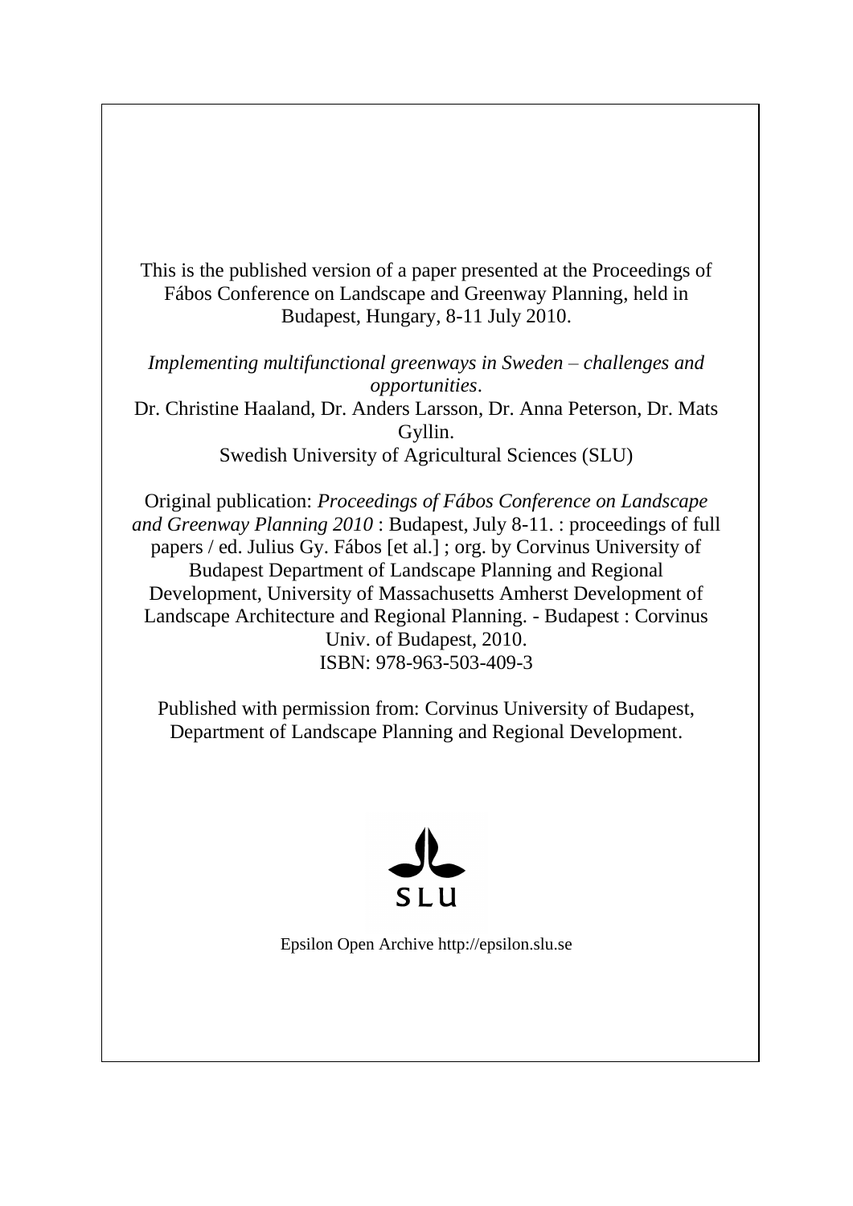This is the published version of a paper presented at the Proceedings of Fábos Conference on Landscape and Greenway Planning, held in Budapest, Hungary, 8-11 July 2010.

*Implementing multifunctional greenways in Sweden – challenges and opportunities*.
Dr. Christine Haaland, Dr. Anders Larsson, Dr. Anna Peterson, Dr. Mats Gyllin.
Swedish University of Agricultural Sciences (SLU)

Original publication: *Proceedings of Fábos Conference on Landscape and Greenway Planning 2010* : Budapest, July 8-11. : proceedings of full papers / ed. Julius Gy. Fábos [et al.] ; org. by Corvinus University of Budapest Department of Landscape Planning and Regional Development, University of Massachusetts Amherst Development of Landscape Architecture and Regional Planning. - Budapest : Corvinus Univ. of Budapest, 2010.
ISBN: 978-963-503-409-3

Published with permission from: Corvinus University of Budapest, Department of Landscape Planning and Regional Development.

SLU

Epsilon Open Archive http://epsilon.slu.se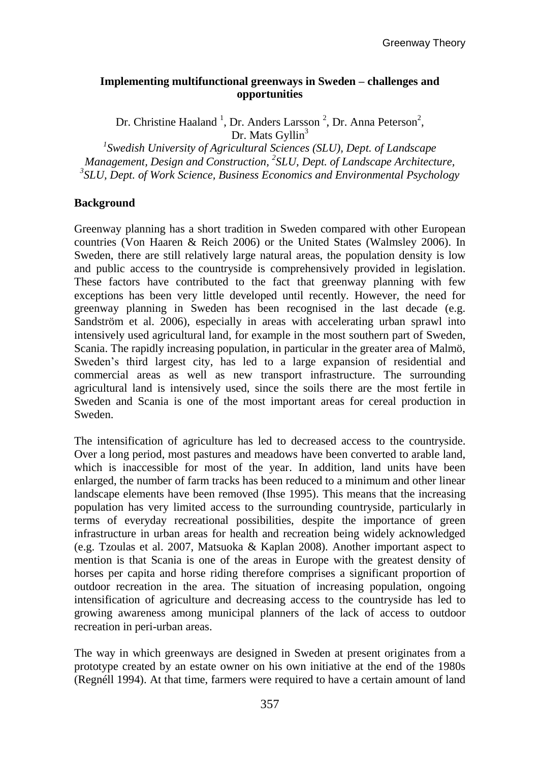## Implementing multifunctional greenways in Sweden – challenges and opportunities

Dr. Christine Haaland [1], Dr. Anders Larsson [2], Dr. Anna Peterson[2], Dr. Mats Gyllin[3]

[1]*Swedish University of Agricultural Sciences (SLU), Dept. of Landscape Management, Design and Construction,* [2]*SLU, Dept. of Landscape Architecture,* [3]*SLU, Dept. of Work Science, Business Economics and Environmental Psychology*

### Background

Greenway planning has a short tradition in Sweden compared with other European countries (Von Haaren & Reich 2006) or the United States (Walmsley 2006). In Sweden, there are still relatively large natural areas, the population density is low and public access to the countryside is comprehensively provided in legislation. These factors have contributed to the fact that greenway planning with few exceptions has been very little developed until recently. However, the need for greenway planning in Sweden has been recognised in the last decade (e.g. Sandström et al. 2006), especially in areas with accelerating urban sprawl into intensively used agricultural land, for example in the most southern part of Sweden, Scania. The rapidly increasing population, in particular in the greater area of Malmö, Sweden's third largest city, has led to a large expansion of residential and commercial areas as well as new transport infrastructure. The surrounding agricultural land is intensively used, since the soils there are the most fertile in Sweden and Scania is one of the most important areas for cereal production in Sweden.

The intensification of agriculture has led to decreased access to the countryside. Over a long period, most pastures and meadows have been converted to arable land, which is inaccessible for most of the year. In addition, land units have been enlarged, the number of farm tracks has been reduced to a minimum and other linear landscape elements have been removed (Ihse 1995). This means that the increasing population has very limited access to the surrounding countryside, particularly in terms of everyday recreational possibilities, despite the importance of green infrastructure in urban areas for health and recreation being widely acknowledged (e.g. Tzoulas et al. 2007, Matsuoka & Kaplan 2008). Another important aspect to mention is that Scania is one of the areas in Europe with the greatest density of horses per capita and horse riding therefore comprises a significant proportion of outdoor recreation in the area. The situation of increasing population, ongoing intensification of agriculture and decreasing access to the countryside has led to growing awareness among municipal planners of the lack of access to outdoor recreation in peri-urban areas.

The way in which greenways are designed in Sweden at present originates from a prototype created by an estate owner on his own initiative at the end of the 1980s (Regnéll 1994). At that time, farmers were required to have a certain amount of land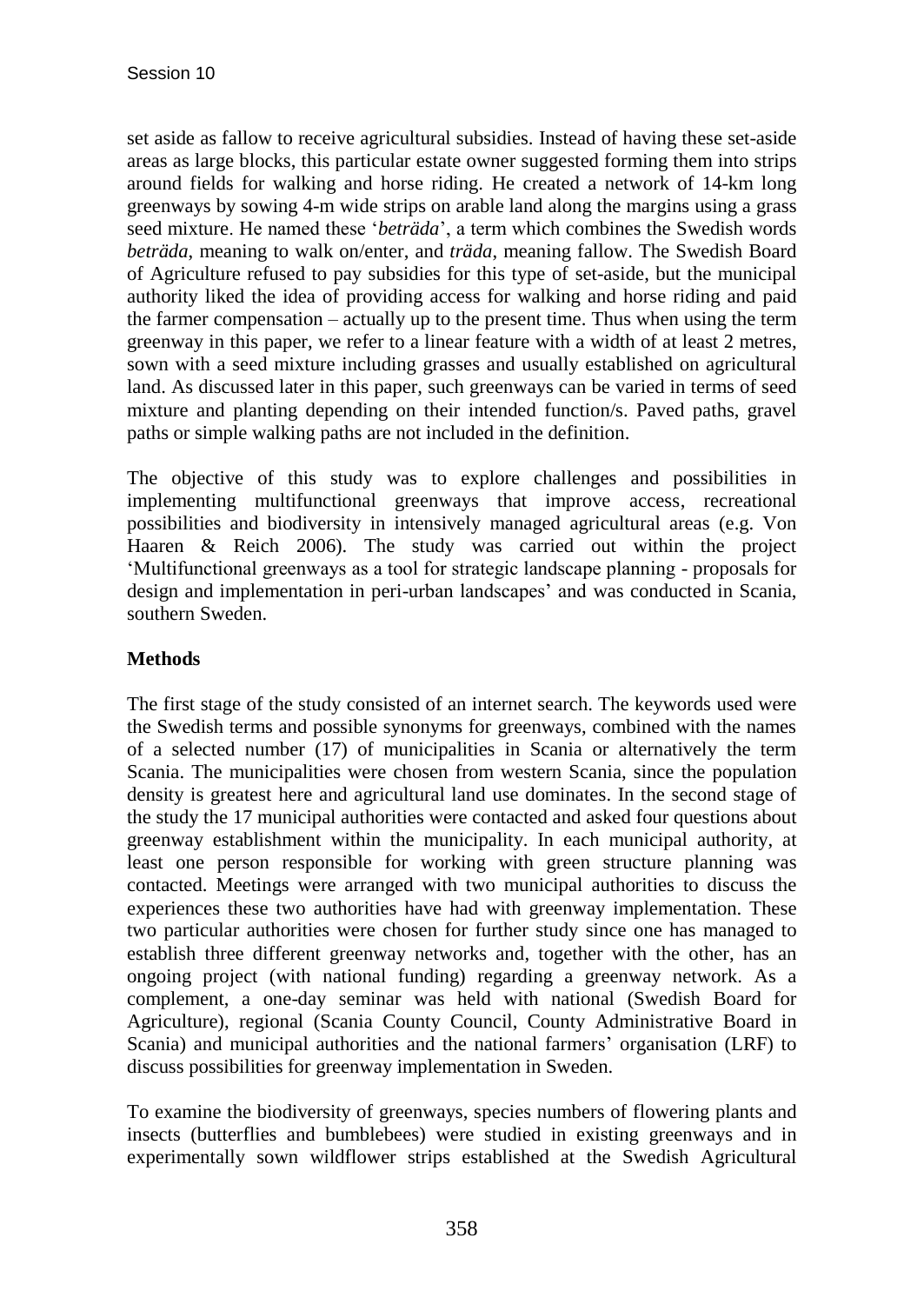set aside as fallow to receive agricultural subsidies. Instead of having these set-aside areas as large blocks, this particular estate owner suggested forming them into strips around fields for walking and horse riding. He created a network of 14-km long greenways by sowing 4-m wide strips on arable land along the margins using a grass seed mixture. He named these '*beträda*', a term which combines the Swedish words *beträda*, meaning to walk on/enter, and *träda*, meaning fallow. The Swedish Board of Agriculture refused to pay subsidies for this type of set-aside, but the municipal authority liked the idea of providing access for walking and horse riding and paid the farmer compensation – actually up to the present time. Thus when using the term greenway in this paper, we refer to a linear feature with a width of at least 2 metres, sown with a seed mixture including grasses and usually established on agricultural land. As discussed later in this paper, such greenways can be varied in terms of seed mixture and planting depending on their intended function/s. Paved paths, gravel paths or simple walking paths are not included in the definition.

The objective of this study was to explore challenges and possibilities in implementing multifunctional greenways that improve access, recreational possibilities and biodiversity in intensively managed agricultural areas (e.g. Von Haaren & Reich 2006). The study was carried out within the project 'Multifunctional greenways as a tool for strategic landscape planning - proposals for design and implementation in peri-urban landscapes' and was conducted in Scania, southern Sweden.

## Methods

The first stage of the study consisted of an internet search. The keywords used were the Swedish terms and possible synonyms for greenways, combined with the names of a selected number (17) of municipalities in Scania or alternatively the term Scania. The municipalities were chosen from western Scania, since the population density is greatest here and agricultural land use dominates. In the second stage of the study the 17 municipal authorities were contacted and asked four questions about greenway establishment within the municipality. In each municipal authority, at least one person responsible for working with green structure planning was contacted. Meetings were arranged with two municipal authorities to discuss the experiences these two authorities have had with greenway implementation. These two particular authorities were chosen for further study since one has managed to establish three different greenway networks and, together with the other, has an ongoing project (with national funding) regarding a greenway network. As a complement, a one-day seminar was held with national (Swedish Board for Agriculture), regional (Scania County Council, County Administrative Board in Scania) and municipal authorities and the national farmers' organisation (LRF) to discuss possibilities for greenway implementation in Sweden.

To examine the biodiversity of greenways, species numbers of flowering plants and insects (butterflies and bumblebees) were studied in existing greenways and in experimentally sown wildflower strips established at the Swedish Agricultural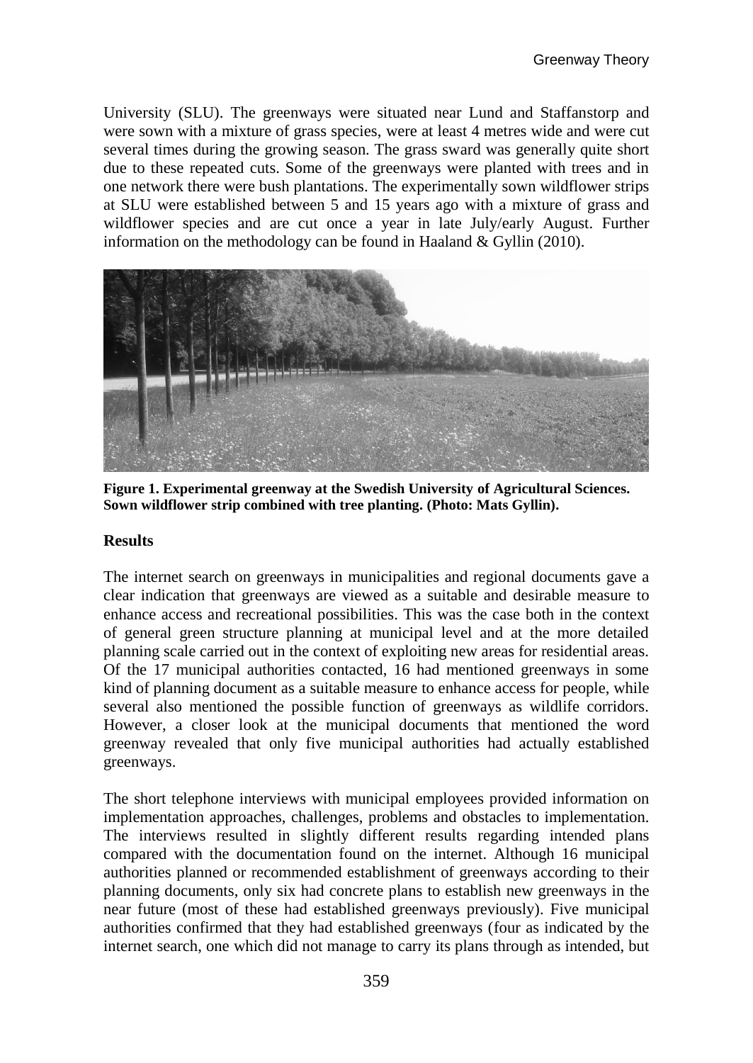University (SLU). The greenways were situated near Lund and Staffanstorp and were sown with a mixture of grass species, were at least 4 metres wide and were cut several times during the growing season. The grass sward was generally quite short due to these repeated cuts. Some of the greenways were planted with trees and in one network there were bush plantations. The experimentally sown wildflower strips at SLU were established between 5 and 15 years ago with a mixture of grass and wildflower species and are cut once a year in late July/early August. Further information on the methodology can be found in Haaland & Gyllin (2010).

**Figure 1. Experimental greenway at the Swedish University of Agricultural Sciences. Sown wildflower strip combined with tree planting. (Photo: Mats Gyllin).**

### Results

The internet search on greenways in municipalities and regional documents gave a clear indication that greenways are viewed as a suitable and desirable measure to enhance access and recreational possibilities. This was the case both in the context of general green structure planning at municipal level and at the more detailed planning scale carried out in the context of exploiting new areas for residential areas. Of the 17 municipal authorities contacted, 16 had mentioned greenways in some kind of planning document as a suitable measure to enhance access for people, while several also mentioned the possible function of greenways as wildlife corridors. However, a closer look at the municipal documents that mentioned the word greenway revealed that only five municipal authorities had actually established greenways.

The short telephone interviews with municipal employees provided information on implementation approaches, challenges, problems and obstacles to implementation. The interviews resulted in slightly different results regarding intended plans compared with the documentation found on the internet. Although 16 municipal authorities planned or recommended establishment of greenways according to their planning documents, only six had concrete plans to establish new greenways in the near future (most of these had established greenways previously). Five municipal authorities confirmed that they had established greenways (four as indicated by the internet search, one which did not manage to carry its plans through as intended, but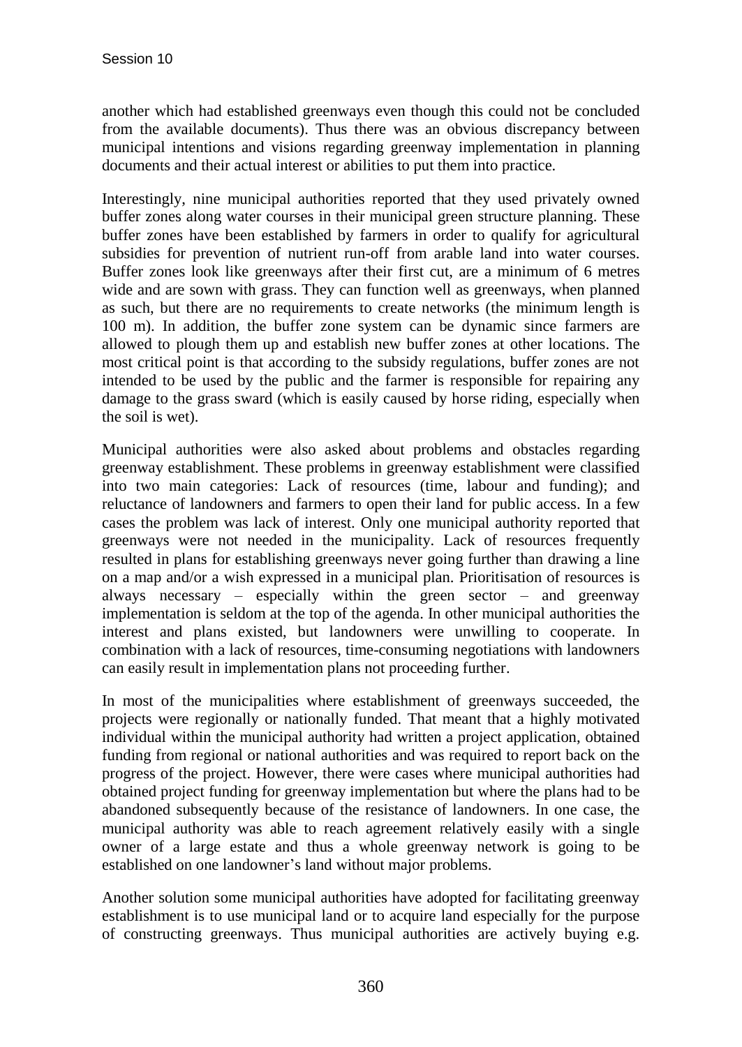another which had established greenways even though this could not be concluded from the available documents). Thus there was an obvious discrepancy between municipal intentions and visions regarding greenway implementation in planning documents and their actual interest or abilities to put them into practice.

Interestingly, nine municipal authorities reported that they used privately owned buffer zones along water courses in their municipal green structure planning. These buffer zones have been established by farmers in order to qualify for agricultural subsidies for prevention of nutrient run-off from arable land into water courses. Buffer zones look like greenways after their first cut, are a minimum of 6 metres wide and are sown with grass. They can function well as greenways, when planned as such, but there are no requirements to create networks (the minimum length is 100 m). In addition, the buffer zone system can be dynamic since farmers are allowed to plough them up and establish new buffer zones at other locations. The most critical point is that according to the subsidy regulations, buffer zones are not intended to be used by the public and the farmer is responsible for repairing any damage to the grass sward (which is easily caused by horse riding, especially when the soil is wet).

Municipal authorities were also asked about problems and obstacles regarding greenway establishment. These problems in greenway establishment were classified into two main categories: Lack of resources (time, labour and funding); and reluctance of landowners and farmers to open their land for public access. In a few cases the problem was lack of interest. Only one municipal authority reported that greenways were not needed in the municipality. Lack of resources frequently resulted in plans for establishing greenways never going further than drawing a line on a map and/or a wish expressed in a municipal plan. Prioritisation of resources is always necessary – especially within the green sector – and greenway implementation is seldom at the top of the agenda. In other municipal authorities the interest and plans existed, but landowners were unwilling to cooperate. In combination with a lack of resources, time-consuming negotiations with landowners can easily result in implementation plans not proceeding further.

In most of the municipalities where establishment of greenways succeeded, the projects were regionally or nationally funded. That meant that a highly motivated individual within the municipal authority had written a project application, obtained funding from regional or national authorities and was required to report back on the progress of the project. However, there were cases where municipal authorities had obtained project funding for greenway implementation but where the plans had to be abandoned subsequently because of the resistance of landowners. In one case, the municipal authority was able to reach agreement relatively easily with a single owner of a large estate and thus a whole greenway network is going to be established on one landowner's land without major problems.

Another solution some municipal authorities have adopted for facilitating greenway establishment is to use municipal land or to acquire land especially for the purpose of constructing greenways. Thus municipal authorities are actively buying e.g.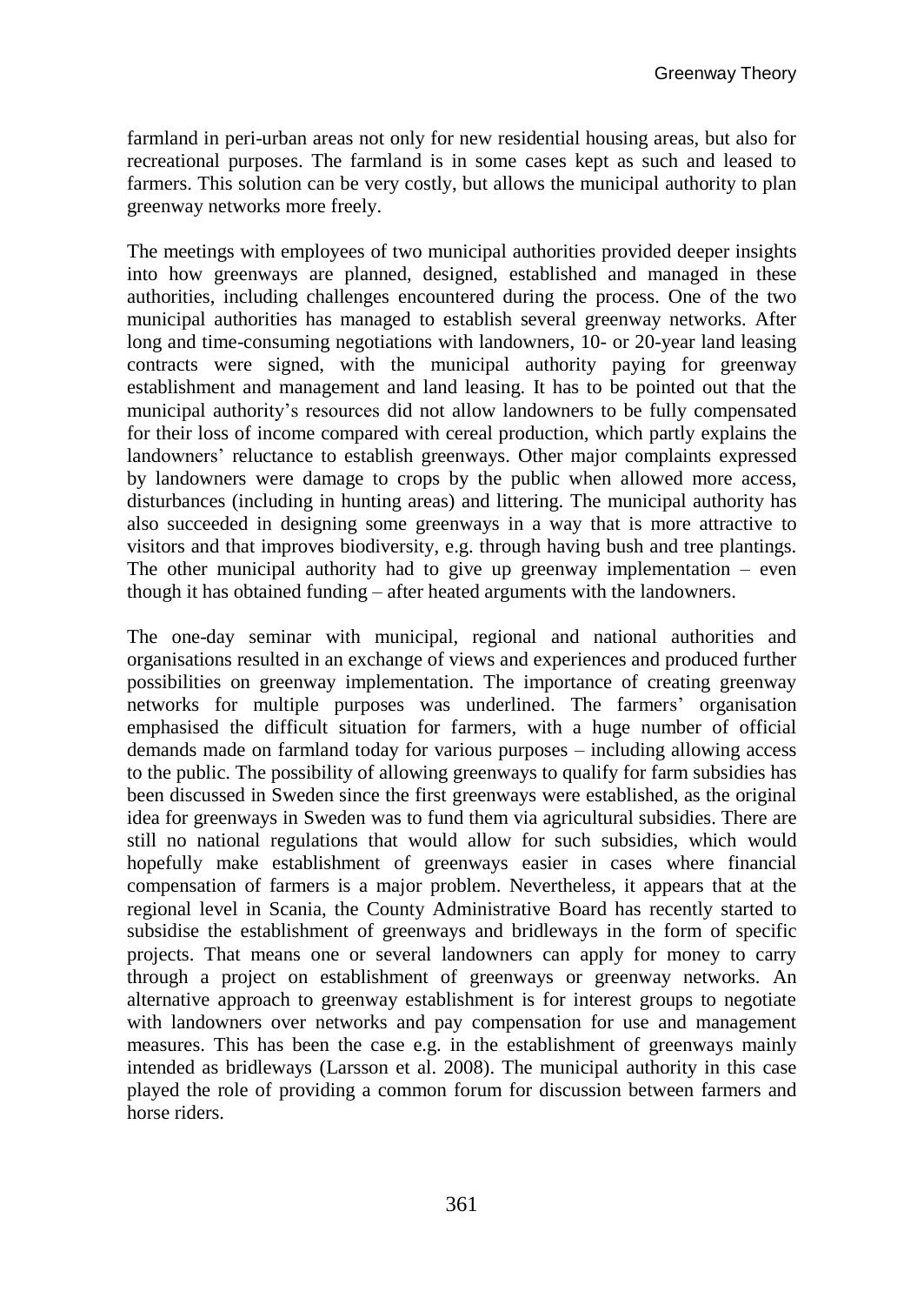farmland in peri-urban areas not only for new residential housing areas, but also for recreational purposes. The farmland is in some cases kept as such and leased to farmers. This solution can be very costly, but allows the municipal authority to plan greenway networks more freely.

The meetings with employees of two municipal authorities provided deeper insights into how greenways are planned, designed, established and managed in these authorities, including challenges encountered during the process. One of the two municipal authorities has managed to establish several greenway networks. After long and time-consuming negotiations with landowners, 10- or 20-year land leasing contracts were signed, with the municipal authority paying for greenway establishment and management and land leasing. It has to be pointed out that the municipal authority's resources did not allow landowners to be fully compensated for their loss of income compared with cereal production, which partly explains the landowners' reluctance to establish greenways. Other major complaints expressed by landowners were damage to crops by the public when allowed more access, disturbances (including in hunting areas) and littering. The municipal authority has also succeeded in designing some greenways in a way that is more attractive to visitors and that improves biodiversity, e.g. through having bush and tree plantings. The other municipal authority had to give up greenway implementation – even though it has obtained funding – after heated arguments with the landowners.

The one-day seminar with municipal, regional and national authorities and organisations resulted in an exchange of views and experiences and produced further possibilities on greenway implementation. The importance of creating greenway networks for multiple purposes was underlined. The farmers' organisation emphasised the difficult situation for farmers, with a huge number of official demands made on farmland today for various purposes – including allowing access to the public. The possibility of allowing greenways to qualify for farm subsidies has been discussed in Sweden since the first greenways were established, as the original idea for greenways in Sweden was to fund them via agricultural subsidies. There are still no national regulations that would allow for such subsidies, which would hopefully make establishment of greenways easier in cases where financial compensation of farmers is a major problem. Nevertheless, it appears that at the regional level in Scania, the County Administrative Board has recently started to subsidise the establishment of greenways and bridleways in the form of specific projects. That means one or several landowners can apply for money to carry through a project on establishment of greenways or greenway networks. An alternative approach to greenway establishment is for interest groups to negotiate with landowners over networks and pay compensation for use and management measures. This has been the case e.g. in the establishment of greenways mainly intended as bridleways (Larsson et al. 2008). The municipal authority in this case played the role of providing a common forum for discussion between farmers and horse riders.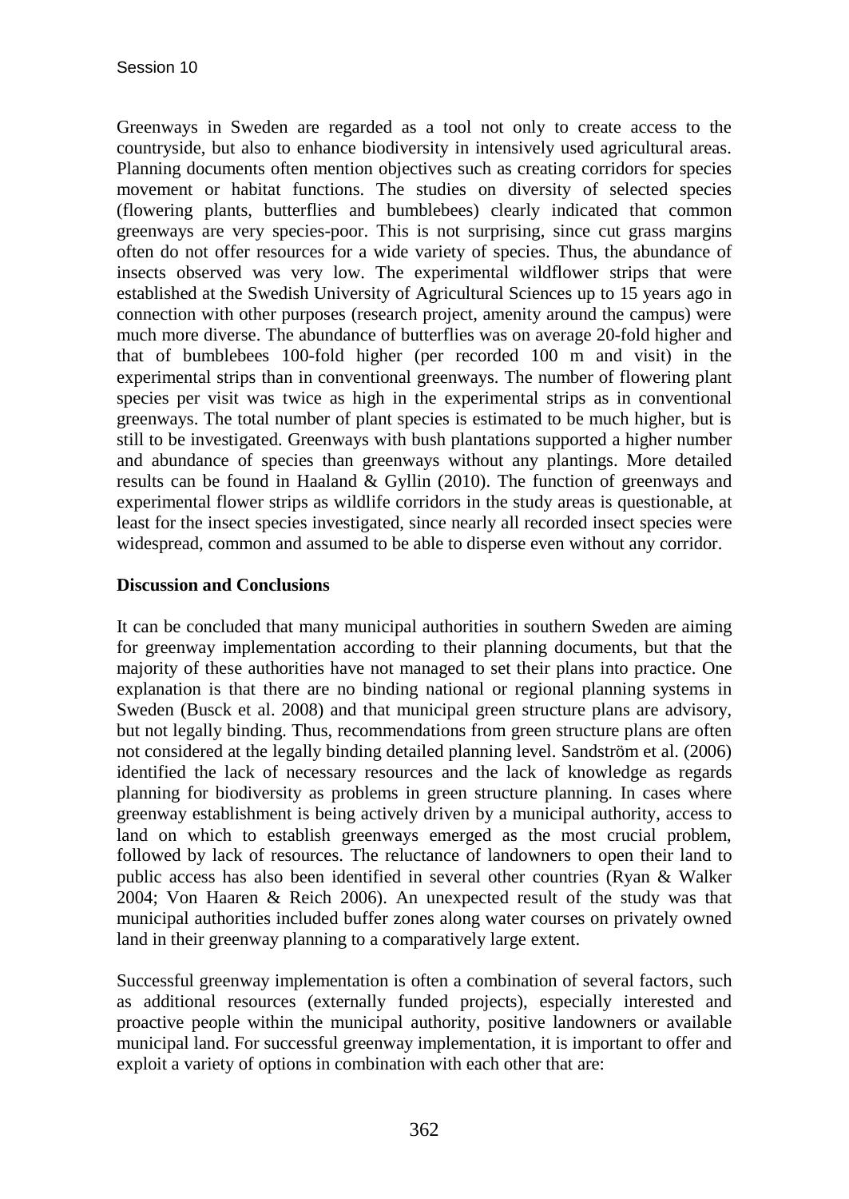Greenways in Sweden are regarded as a tool not only to create access to the countryside, but also to enhance biodiversity in intensively used agricultural areas. Planning documents often mention objectives such as creating corridors for species movement or habitat functions. The studies on diversity of selected species (flowering plants, butterflies and bumblebees) clearly indicated that common greenways are very species-poor. This is not surprising, since cut grass margins often do not offer resources for a wide variety of species. Thus, the abundance of insects observed was very low. The experimental wildflower strips that were established at the Swedish University of Agricultural Sciences up to 15 years ago in connection with other purposes (research project, amenity around the campus) were much more diverse. The abundance of butterflies was on average 20-fold higher and that of bumblebees 100-fold higher (per recorded 100 m and visit) in the experimental strips than in conventional greenways. The number of flowering plant species per visit was twice as high in the experimental strips as in conventional greenways. The total number of plant species is estimated to be much higher, but is still to be investigated. Greenways with bush plantations supported a higher number and abundance of species than greenways without any plantings. More detailed results can be found in Haaland & Gyllin (2010). The function of greenways and experimental flower strips as wildlife corridors in the study areas is questionable, at least for the insect species investigated, since nearly all recorded insect species were widespread, common and assumed to be able to disperse even without any corridor.

**Discussion and Conclusions**

It can be concluded that many municipal authorities in southern Sweden are aiming for greenway implementation according to their planning documents, but that the majority of these authorities have not managed to set their plans into practice. One explanation is that there are no binding national or regional planning systems in Sweden (Busck et al. 2008) and that municipal green structure plans are advisory, but not legally binding. Thus, recommendations from green structure plans are often not considered at the legally binding detailed planning level. Sandström et al. (2006) identified the lack of necessary resources and the lack of knowledge as regards planning for biodiversity as problems in green structure planning. In cases where greenway establishment is being actively driven by a municipal authority, access to land on which to establish greenways emerged as the most crucial problem, followed by lack of resources. The reluctance of landowners to open their land to public access has also been identified in several other countries (Ryan & Walker 2004; Von Haaren & Reich 2006). An unexpected result of the study was that municipal authorities included buffer zones along water courses on privately owned land in their greenway planning to a comparatively large extent.

Successful greenway implementation is often a combination of several factors, such as additional resources (externally funded projects), especially interested and proactive people within the municipal authority, positive landowners or available municipal land. For successful greenway implementation, it is important to offer and exploit a variety of options in combination with each other that are: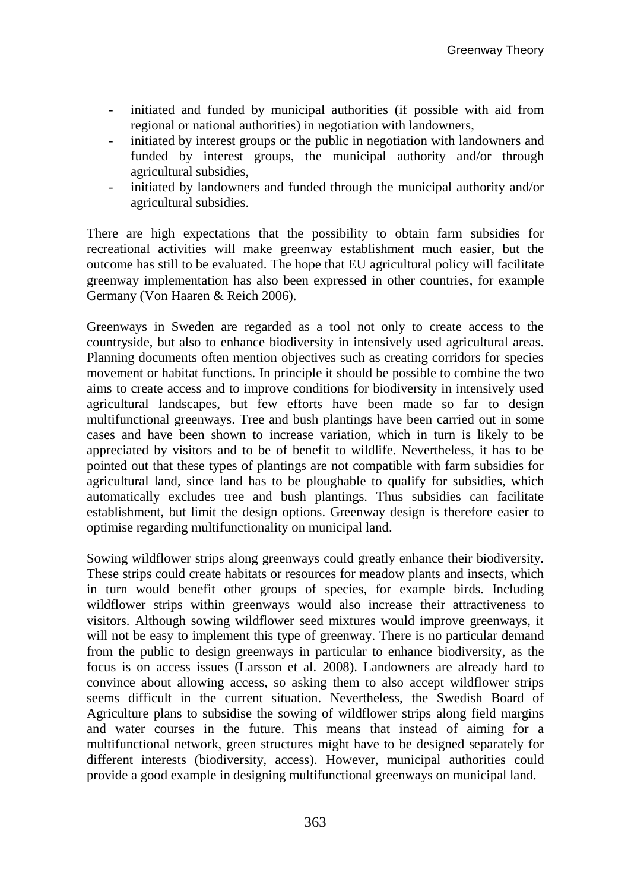- initiated and funded by municipal authorities (if possible with aid from regional or national authorities) in negotiation with landowners,
- initiated by interest groups or the public in negotiation with landowners and funded by interest groups, the municipal authority and/or through agricultural subsidies,
- initiated by landowners and funded through the municipal authority and/or agricultural subsidies.

There are high expectations that the possibility to obtain farm subsidies for recreational activities will make greenway establishment much easier, but the outcome has still to be evaluated. The hope that EU agricultural policy will facilitate greenway implementation has also been expressed in other countries, for example Germany (Von Haaren & Reich 2006).

Greenways in Sweden are regarded as a tool not only to create access to the countryside, but also to enhance biodiversity in intensively used agricultural areas. Planning documents often mention objectives such as creating corridors for species movement or habitat functions. In principle it should be possible to combine the two aims to create access and to improve conditions for biodiversity in intensively used agricultural landscapes, but few efforts have been made so far to design multifunctional greenways. Tree and bush plantings have been carried out in some cases and have been shown to increase variation, which in turn is likely to be appreciated by visitors and to be of benefit to wildlife. Nevertheless, it has to be pointed out that these types of plantings are not compatible with farm subsidies for agricultural land, since land has to be ploughable to qualify for subsidies, which automatically excludes tree and bush plantings. Thus subsidies can facilitate establishment, but limit the design options. Greenway design is therefore easier to optimise regarding multifunctionality on municipal land.

Sowing wildflower strips along greenways could greatly enhance their biodiversity. These strips could create habitats or resources for meadow plants and insects, which in turn would benefit other groups of species, for example birds. Including wildflower strips within greenways would also increase their attractiveness to visitors. Although sowing wildflower seed mixtures would improve greenways, it will not be easy to implement this type of greenway. There is no particular demand from the public to design greenways in particular to enhance biodiversity, as the focus is on access issues (Larsson et al. 2008). Landowners are already hard to convince about allowing access, so asking them to also accept wildflower strips seems difficult in the current situation. Nevertheless, the Swedish Board of Agriculture plans to subsidise the sowing of wildflower strips along field margins and water courses in the future. This means that instead of aiming for a multifunctional network, green structures might have to be designed separately for different interests (biodiversity, access). However, municipal authorities could provide a good example in designing multifunctional greenways on municipal land.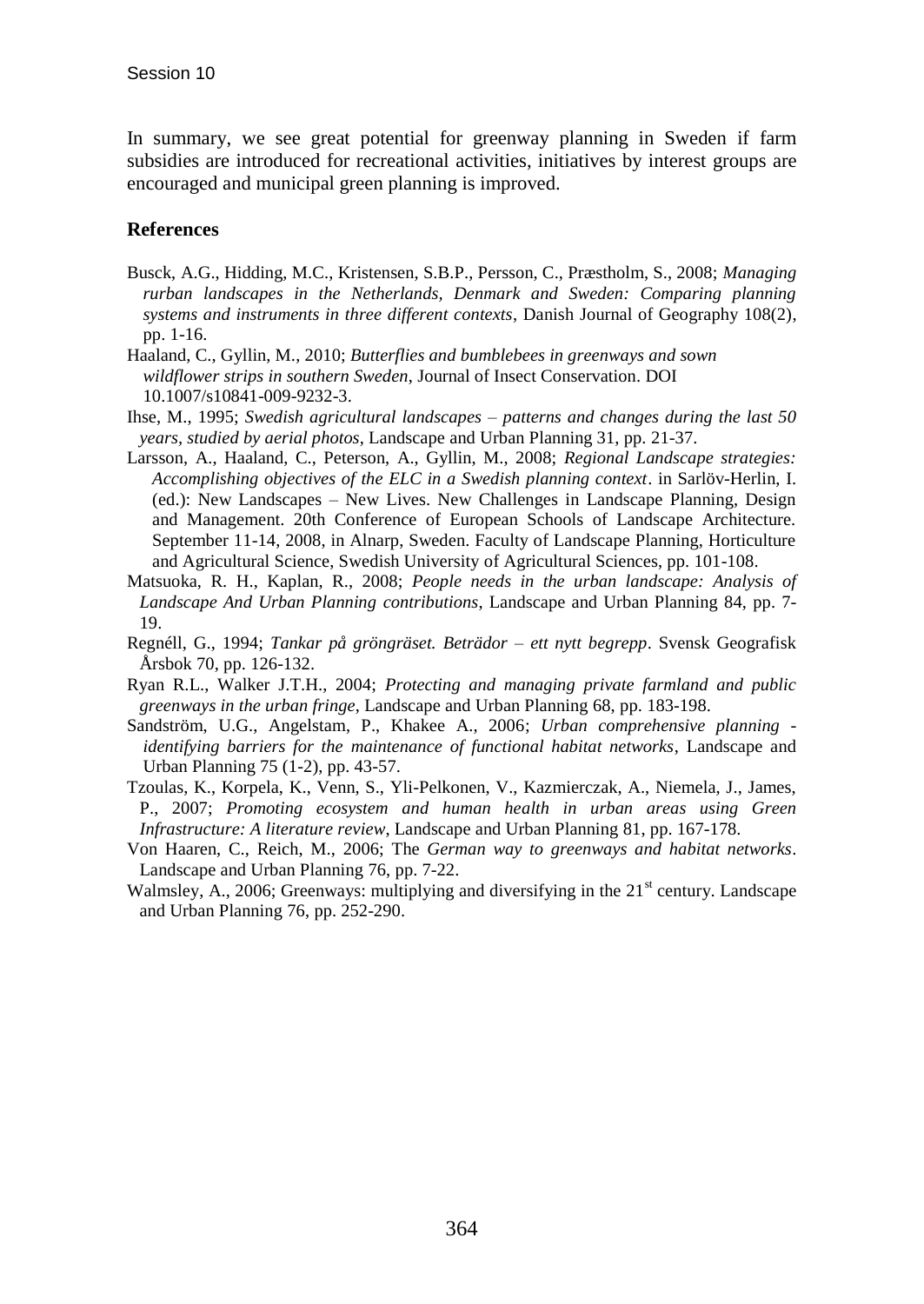In summary, we see great potential for greenway planning in Sweden if farm subsidies are introduced for recreational activities, initiatives by interest groups are encouraged and municipal green planning is improved.

## References

Busck, A.G., Hidding, M.C., Kristensen, S.B.P., Persson, C., Præstholm, S., 2008; *Managing rurban landscapes in the Netherlands, Denmark and Sweden: Comparing planning systems and instruments in three different contexts*, Danish Journal of Geography 108(2), pp. 1-16.

Haaland, C., Gyllin, M., 2010; *Butterflies and bumblebees in greenways and sown wildflower strips in southern Sweden*, Journal of Insect Conservation. DOI 10.1007/s10841-009-9232-3.

Ihse, M., 1995; *Swedish agricultural landscapes – patterns and changes during the last 50 years, studied by aerial photos*, Landscape and Urban Planning 31, pp. 21-37.

Larsson, A., Haaland, C., Peterson, A., Gyllin, M., 2008; *Regional Landscape strategies: Accomplishing objectives of the ELC in a Swedish planning context*. in Sarlöv-Herlin, I. (ed.): New Landscapes – New Lives. New Challenges in Landscape Planning, Design and Management. 20th Conference of European Schools of Landscape Architecture. September 11-14, 2008, in Alnarp, Sweden. Faculty of Landscape Planning, Horticulture and Agricultural Science, Swedish University of Agricultural Sciences, pp. 101-108.

Matsuoka, R. H., Kaplan, R., 2008; *People needs in the urban landscape: Analysis of Landscape And Urban Planning contributions*, Landscape and Urban Planning 84, pp. 7-19.

Regnéll, G., 1994; *Tankar på gröngräset. Beträdor – ett nytt begrepp*. Svensk Geografisk Årsbok 70, pp. 126-132.

Ryan R.L., Walker J.T.H., 2004; *Protecting and managing private farmland and public greenways in the urban fringe*, Landscape and Urban Planning 68, pp. 183-198.

Sandström, U.G., Angelstam, P., Khakee A., 2006; *Urban comprehensive planning - identifying barriers for the maintenance of functional habitat networks*, Landscape and Urban Planning 75 (1-2), pp. 43-57.

Tzoulas, K., Korpela, K., Venn, S., Yli-Pelkonen, V., Kazmierczak, A., Niemela, J., James, P., 2007; *Promoting ecosystem and human health in urban areas using Green Infrastructure: A literature review*, Landscape and Urban Planning 81, pp. 167-178.

Von Haaren, C., Reich, M., 2006; The *German way to greenways and habitat networks*. Landscape and Urban Planning 76, pp. 7-22.

Walmsley, A., 2006; Greenways: multiplying and diversifying in the 21st century. Landscape and Urban Planning 76, pp. 252-290.